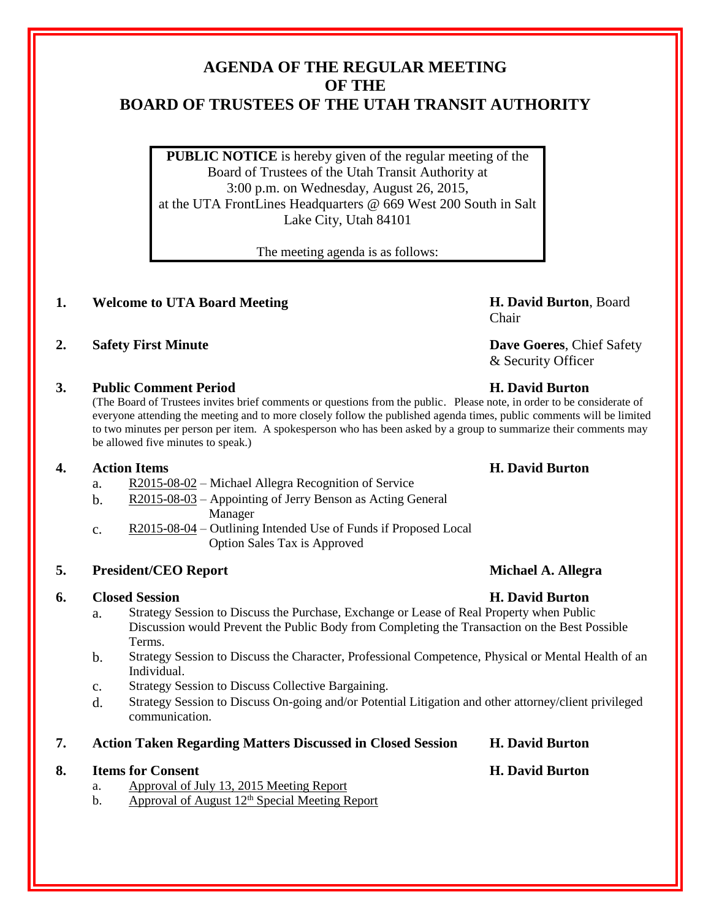# AGENDA OF THE REGULAR MEETING OF THE BOARD OF TRUSTEES OF THE UTAH TRANSIT AUTHORITY

**PUBLIC NOTICE** is hereby given of the regular meeting of the Board of Trustees of the Utah Transit Authority at 3:00 p.m. on Wednesday, August 26, 2015, at the UTA FrontLines Headquarters @ 669 West 200 South in Salt Lake City, Utah 84101

The meeting agenda is as follows:

1. **Welcome to UTA Board Meeting** — **H. David Burton**, Board Chair

2. **Safety First Minute** — **Dave Goeres**, Chief Safety & Security Officer

3. **Public Comment Period** — **H. David Burton**

   (The Board of Trustees invites brief comments or questions from the public. Please note, in order to be considerate of everyone attending the meeting and to more closely follow the published agenda times, public comments will be limited to two minutes per person per item. A spokesperson who has been asked by a group to summarize their comments may be allowed five minutes to speak.)

4. **Action Items** — **H. David Burton**
   a. R2015-08-02 – Michael Allegra Recognition of Service
   b. R2015-08-03 – Appointing of Jerry Benson as Acting General Manager
   c. R2015-08-04 – Outlining Intended Use of Funds if Proposed Local Option Sales Tax is Approved

5. **President/CEO Report** — **Michael A. Allegra**

6. **Closed Session** — **H. David Burton**
   a. Strategy Session to Discuss the Purchase, Exchange or Lease of Real Property when Public Discussion would Prevent the Public Body from Completing the Transaction on the Best Possible Terms.
   b. Strategy Session to Discuss the Character, Professional Competence, Physical or Mental Health of an Individual.
   c. Strategy Session to Discuss Collective Bargaining.
   d. Strategy Session to Discuss On-going and/or Potential Litigation and other attorney/client privileged communication.

7. **Action Taken Regarding Matters Discussed in Closed Session** — **H. David Burton**

8. **Items for Consent** — **H. David Burton**
   a. Approval of July 13, 2015 Meeting Report
   b. Approval of August 12th Special Meeting Report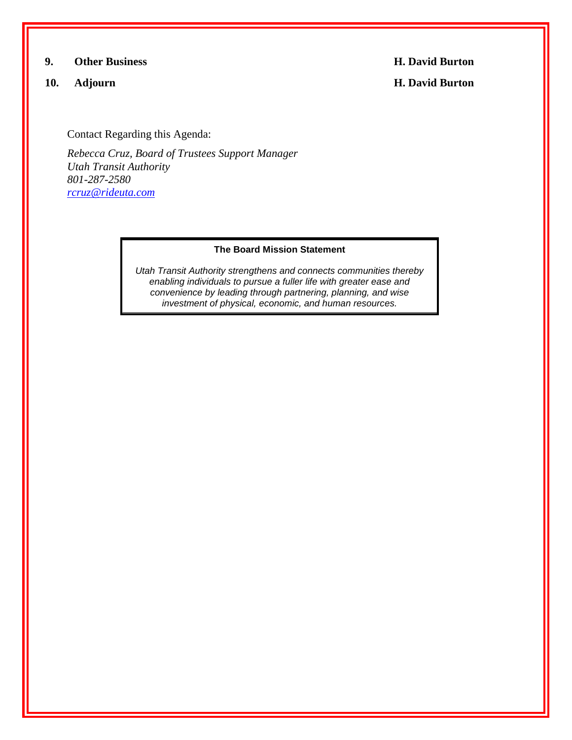**9. Other Business** **H. David Burton**

**10. Adjourn** **H. David Burton**

Contact Regarding this Agenda:

*Rebecca Cruz, Board of Trustees Support Manager*
*Utah Transit Authority*
*801-287-2580*
*rcruz@rideuta.com*

**The Board Mission Statement**

*Utah Transit Authority strengthens and connects communities thereby enabling individuals to pursue a fuller life with greater ease and convenience by leading through partnering, planning, and wise investment of physical, economic, and human resources.*